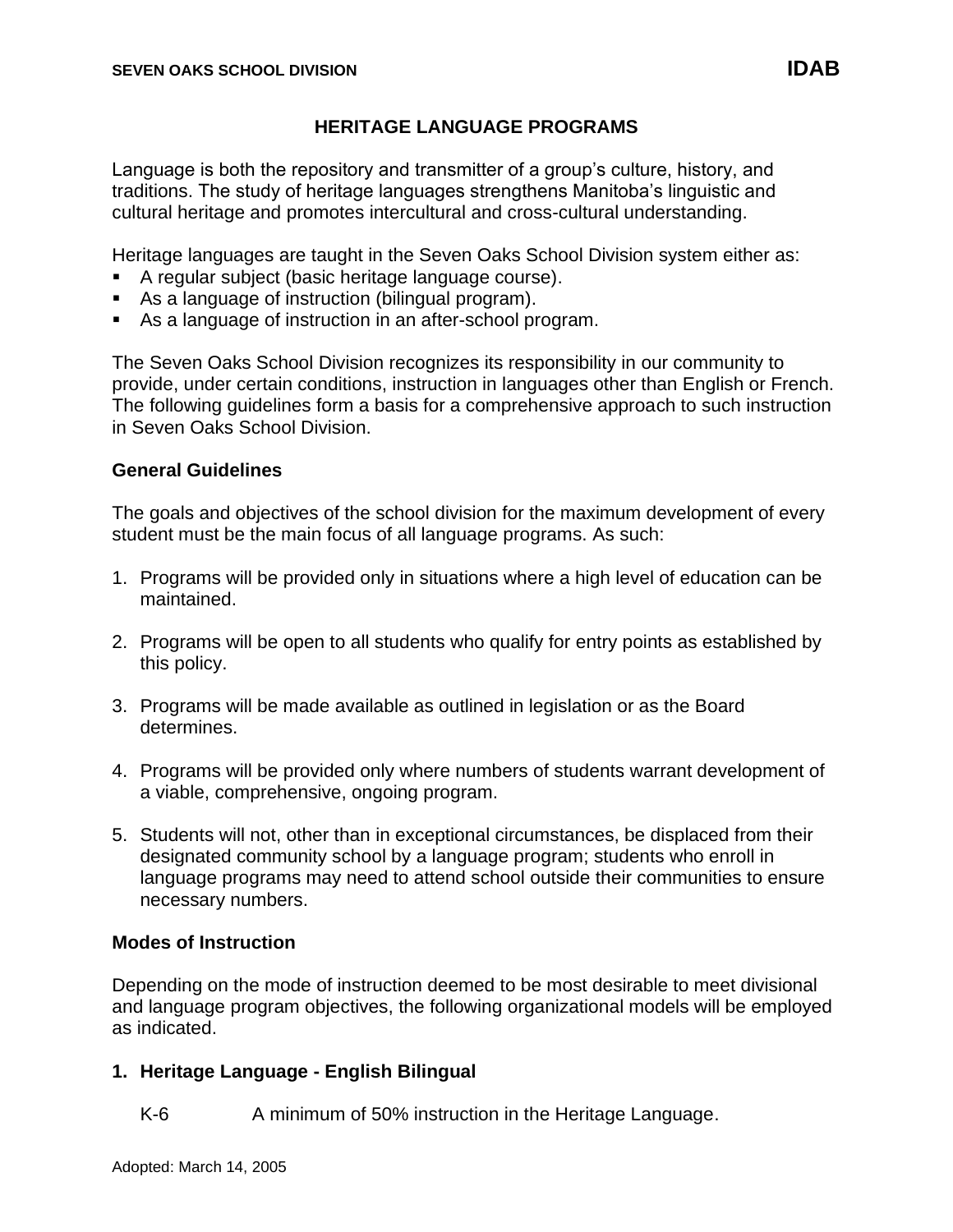# HERITAGE LANGUAGE PROGRAMS

Language is both the repository and transmitter of a group's culture, history, and traditions. The study of heritage languages strengthens Manitoba's linguistic and cultural heritage and promotes intercultural and cross-cultural understanding.

Heritage languages are taught in the Seven Oaks School Division system either as:

- A regular subject (basic heritage language course).
- As a language of instruction (bilingual program).
- As a language of instruction in an after-school program.

The Seven Oaks School Division recognizes its responsibility in our community to provide, under certain conditions, instruction in languages other than English or French. The following guidelines form a basis for a comprehensive approach to such instruction in Seven Oaks School Division.

## General Guidelines

The goals and objectives of the school division for the maximum development of every student must be the main focus of all language programs. As such:

1. Programs will be provided only in situations where a high level of education can be maintained.
2. Programs will be open to all students who qualify for entry points as established by this policy.
3. Programs will be made available as outlined in legislation or as the Board determines.
4. Programs will be provided only where numbers of students warrant development of a viable, comprehensive, ongoing program.
5. Students will not, other than in exceptional circumstances, be displaced from their designated community school by a language program; students who enroll in language programs may need to attend school outside their communities to ensure necessary numbers.

## Modes of Instruction

Depending on the mode of instruction deemed to be most desirable to meet divisional and language program objectives, the following organizational models will be employed as indicated.

### 1. Heritage Language - English Bilingual

K-6 A minimum of 50% instruction in the Heritage Language.

Adopted: March 14, 2005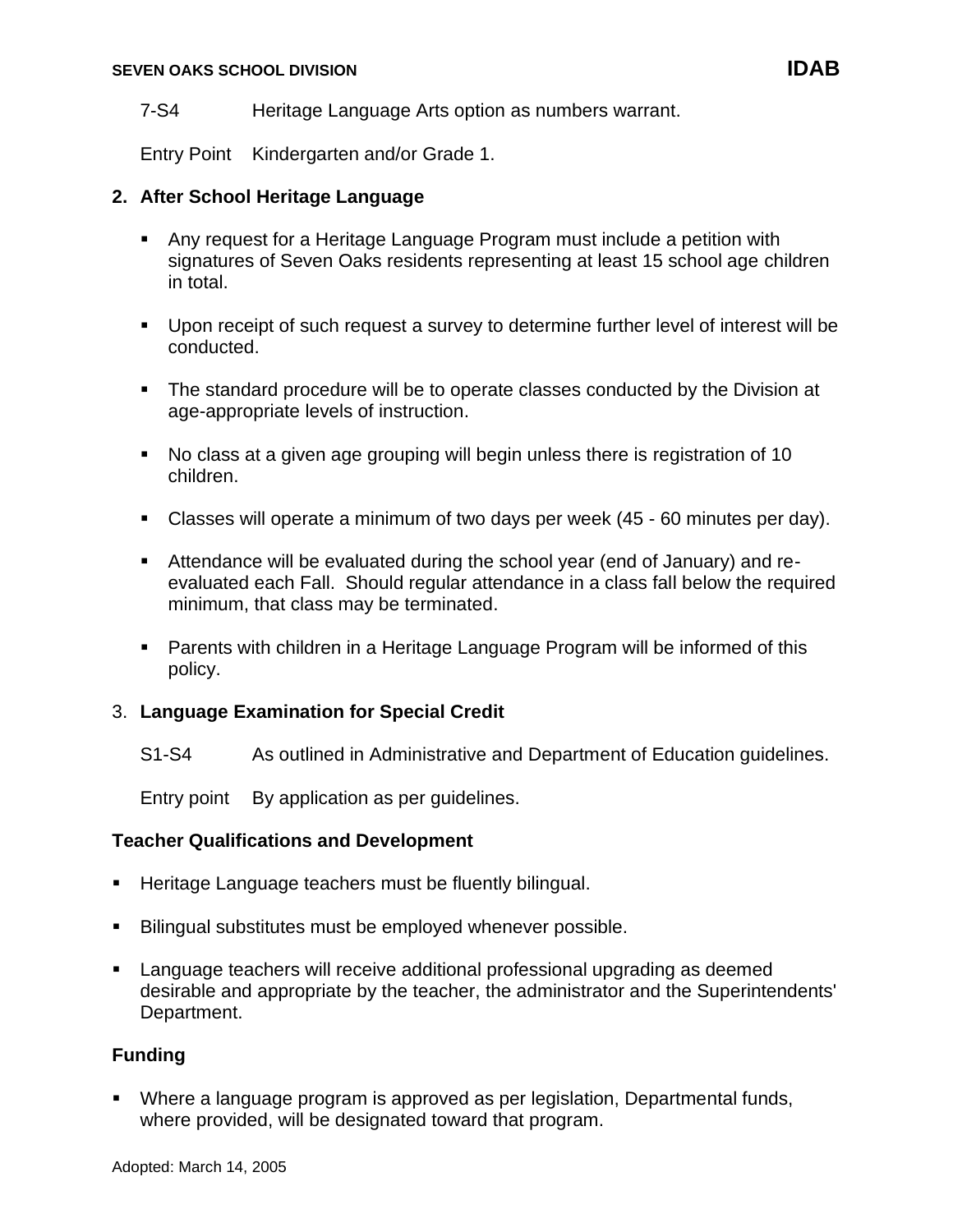7-S4 Heritage Language Arts option as numbers warrant.

Entry Point Kindergarten and/or Grade 1.

**2. After School Heritage Language**

- Any request for a Heritage Language Program must include a petition with signatures of Seven Oaks residents representing at least 15 school age children in total.
- Upon receipt of such request a survey to determine further level of interest will be conducted.
- The standard procedure will be to operate classes conducted by the Division at age-appropriate levels of instruction.
- No class at a given age grouping will begin unless there is registration of 10 children.
- Classes will operate a minimum of two days per week (45 - 60 minutes per day).
- Attendance will be evaluated during the school year (end of January) and re-evaluated each Fall. Should regular attendance in a class fall below the required minimum, that class may be terminated.
- Parents with children in a Heritage Language Program will be informed of this policy.

3. **Language Examination for Special Credit**

S1-S4 As outlined in Administrative and Department of Education guidelines.

Entry point By application as per guidelines.

**Teacher Qualifications and Development**

- Heritage Language teachers must be fluently bilingual.
- Bilingual substitutes must be employed whenever possible.
- Language teachers will receive additional professional upgrading as deemed desirable and appropriate by the teacher, the administrator and the Superintendents' Department.

**Funding**

- Where a language program is approved as per legislation, Departmental funds, where provided, will be designated toward that program.

Adopted: March 14, 2005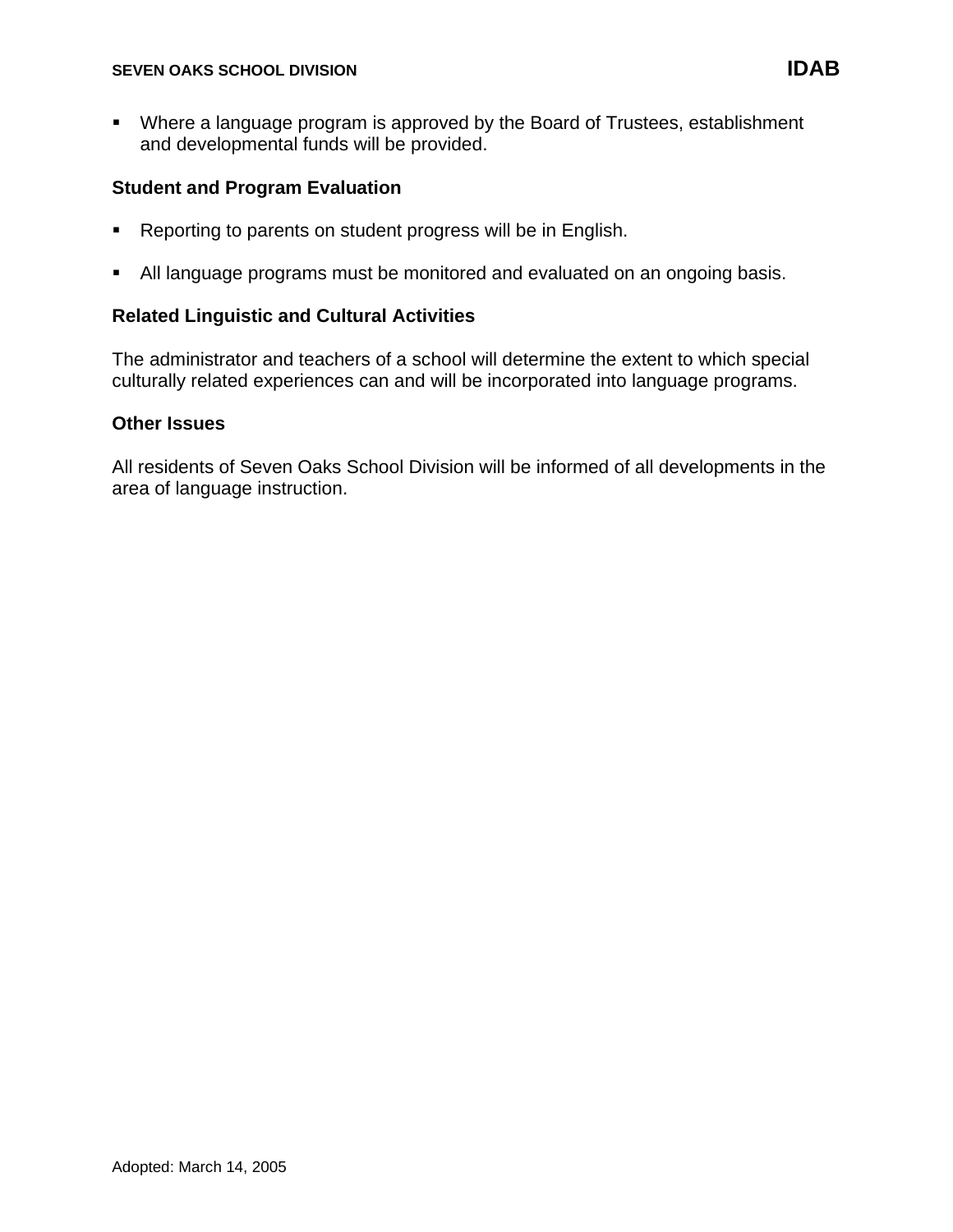- Where a language program is approved by the Board of Trustees, establishment and developmental funds will be provided.

**Student and Program Evaluation**

- Reporting to parents on student progress will be in English.

- All language programs must be monitored and evaluated on an ongoing basis.

**Related Linguistic and Cultural Activities**

The administrator and teachers of a school will determine the extent to which special culturally related experiences can and will be incorporated into language programs.

**Other Issues**

All residents of Seven Oaks School Division will be informed of all developments in the area of language instruction.

Adopted: March 14, 2005